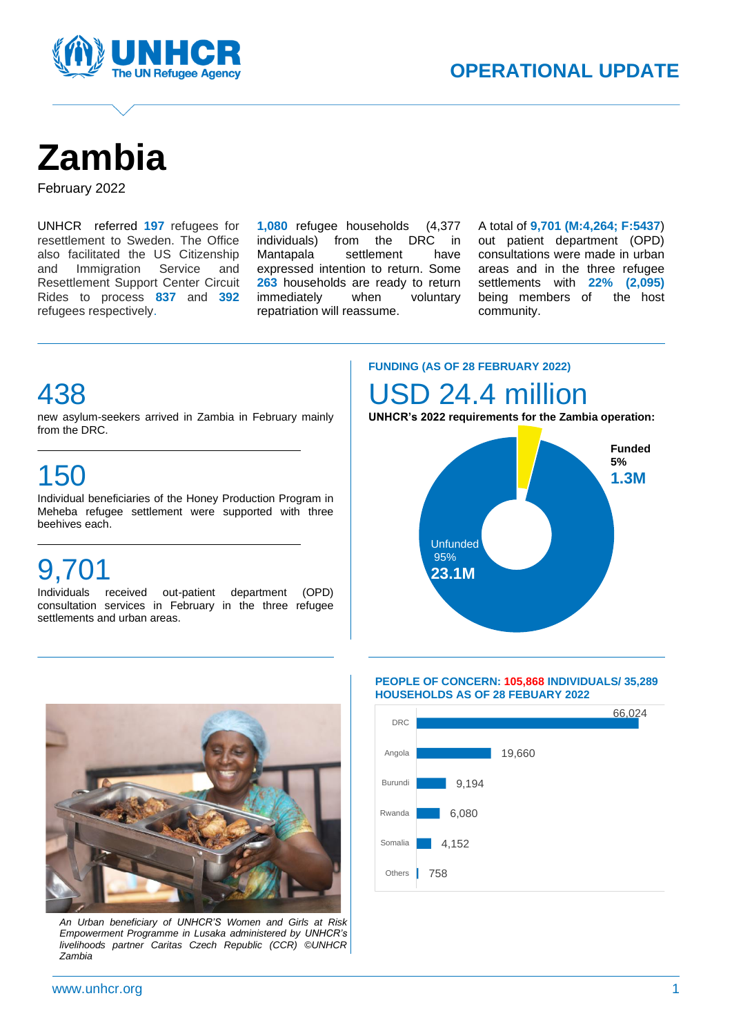# Zambia

February 2022

UNHCR referred **197** refugees for resettlement to Sweden. The Office also facilitated the US Citizenship and Immigration Service and Resettlement Support Center Circuit Rides to process **837** and **392** refugees respectively.

**1,080** refugee households (4,377 individuals) from the DRC in Mantapala settlement have expressed intention to return. Some **263** households are ready to return immediately when voluntary repatriation will reassume.

A total of **9,701 (M:4,264; F:5437)** out patient department (OPD) consultations were made in urban areas and in the three refugee settlements with **22% (2,095)** being members of the host community.

## 438

new asylum-seekers arrived in Zambia in February mainly from the DRC.

## 150

Individual beneficiaries of the Honey Production Program in Meheba refugee settlement were supported with three beehives each.

## 9,701

Individuals received out-patient department (OPD) consultation services in February in the three refugee settlements and urban areas.

### FUNDING (AS OF 28 FEBRUARY 2022)

## USD 24.4 million

**UNHCR's 2022 requirements for the Zambia operation:**

- **Funded 5%** — **1.3M**
- Unfunded 95% — **23.1M**

*An Urban beneficiary of UNHCR'S Women and Girls at Risk Empowerment Programme in Lusaka administered by UNHCR's livelihoods partner Caritas Czech Republic (CCR) ©UNHCR Zambia*

### PEOPLE OF CONCERN: 105,868 INDIVIDUALS/ 35,289 HOUSEHOLDS AS OF 28 FEBUARY 2022

| Country | Individuals |
|---|---|
| DRC | 66,024 |
| Angola | 19,660 |
| Burundi | 9,194 |
| Rwanda | 6,080 |
| Somalia | 4,152 |
| Others | 758 |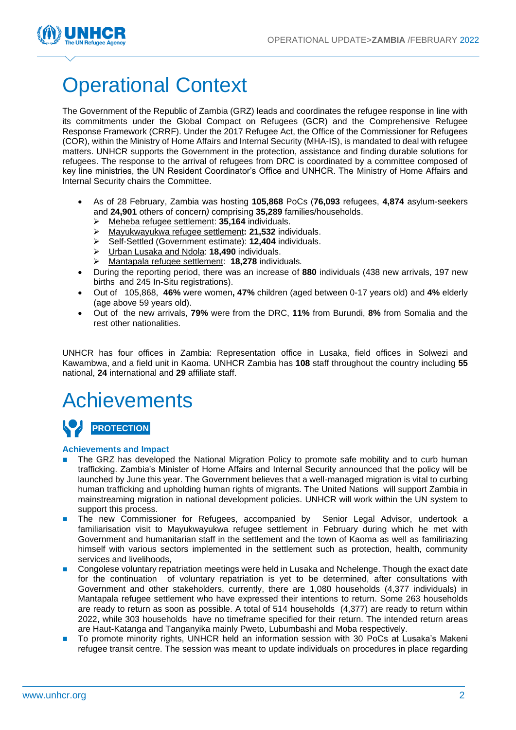# Operational Context

The Government of the Republic of Zambia (GRZ) leads and coordinates the refugee response in line with its commitments under the Global Compact on Refugees (GCR) and the Comprehensive Refugee Response Framework (CRRF). Under the 2017 Refugee Act, the Office of the Commissioner for Refugees (COR), within the Ministry of Home Affairs and Internal Security (MHA-IS), is mandated to deal with refugee matters. UNHCR supports the Government in the protection, assistance and finding durable solutions for refugees. The response to the arrival of refugees from DRC is coordinated by a committee composed of key line ministries, the UN Resident Coordinator's Office and UNHCR. The Ministry of Home Affairs and Internal Security chairs the Committee.

- As of 28 February, Zambia was hosting **105,868** PoCs (**76,093** refugees, **4,874** asylum-seekers and **24,901** others of concern*)* comprising **35,289** families/households.
  - Meheba refugee settlement: **35,164** individuals.
  - Mayukwayukwa refugee settlement**: 21,532** individuals.
  - Self-Settled (Government estimate): **12,404** individuals.
  - Urban Lusaka and Ndola: **18,490** individuals.
  - Mantapala refugee settlement: **18,278** individuals*.*
- During the reporting period, there was an increase of **880** individuals (438 new arrivals, 197 new births and 245 In-Situ registrations).
- Out of 105,868, **46%** were women**, 47%** children (aged between 0-17 years old) and **4%** elderly (age above 59 years old).
- Out of the new arrivals, **79%** were from the DRC, **11%** from Burundi, **8%** from Somalia and the rest other nationalities.

UNHCR has four offices in Zambia: Representation office in Lusaka, field offices in Solwezi and Kawambwa, and a field unit in Kaoma. UNHCR Zambia has **108** staff throughout the country including **55** national, **24** international and **29** affiliate staff.

# Achievements

## PROTECTION

### Achievements and Impact

- The GRZ has developed the National Migration Policy to promote safe mobility and to curb human trafficking. Zambia's Minister of Home Affairs and Internal Security announced that the policy will be launched by June this year. The Government believes that a well-managed migration is vital to curbing human trafficking and upholding human rights of migrants. The United Nations will support Zambia in mainstreaming migration in national development policies. UNHCR will work within the UN system to support this process.
- The new Commissioner for Refugees, accompanied by Senior Legal Advisor, undertook a familiarisation visit to Mayukwayukwa refugee settlement in February during which he met with Government and humanitarian staff in the settlement and the town of Kaoma as well as familiriazing himself with various sectors implemented in the settlement such as protection, health, community services and livelihoods,
- Congolese voluntary repatriation meetings were held in Lusaka and Nchelenge. Though the exact date for the continuation of voluntary repatriation is yet to be determined, after consultations with Government and other stakeholders, currently, there are 1,080 households (4,377 individuals) in Mantapala refugee settlement who have expressed their intentions to return. Some 263 households are ready to return as soon as possible. A total of 514 households (4,377) are ready to return within 2022, while 303 households have no timeframe specified for their return. The intended return areas are Haut-Katanga and Tanganyika mainly Pweto, Lubumbashi and Moba respectively.
- To promote minority rights, UNHCR held an information session with 30 PoCs at Lusaka's Makeni refugee transit centre. The session was meant to update individuals on procedures in place regarding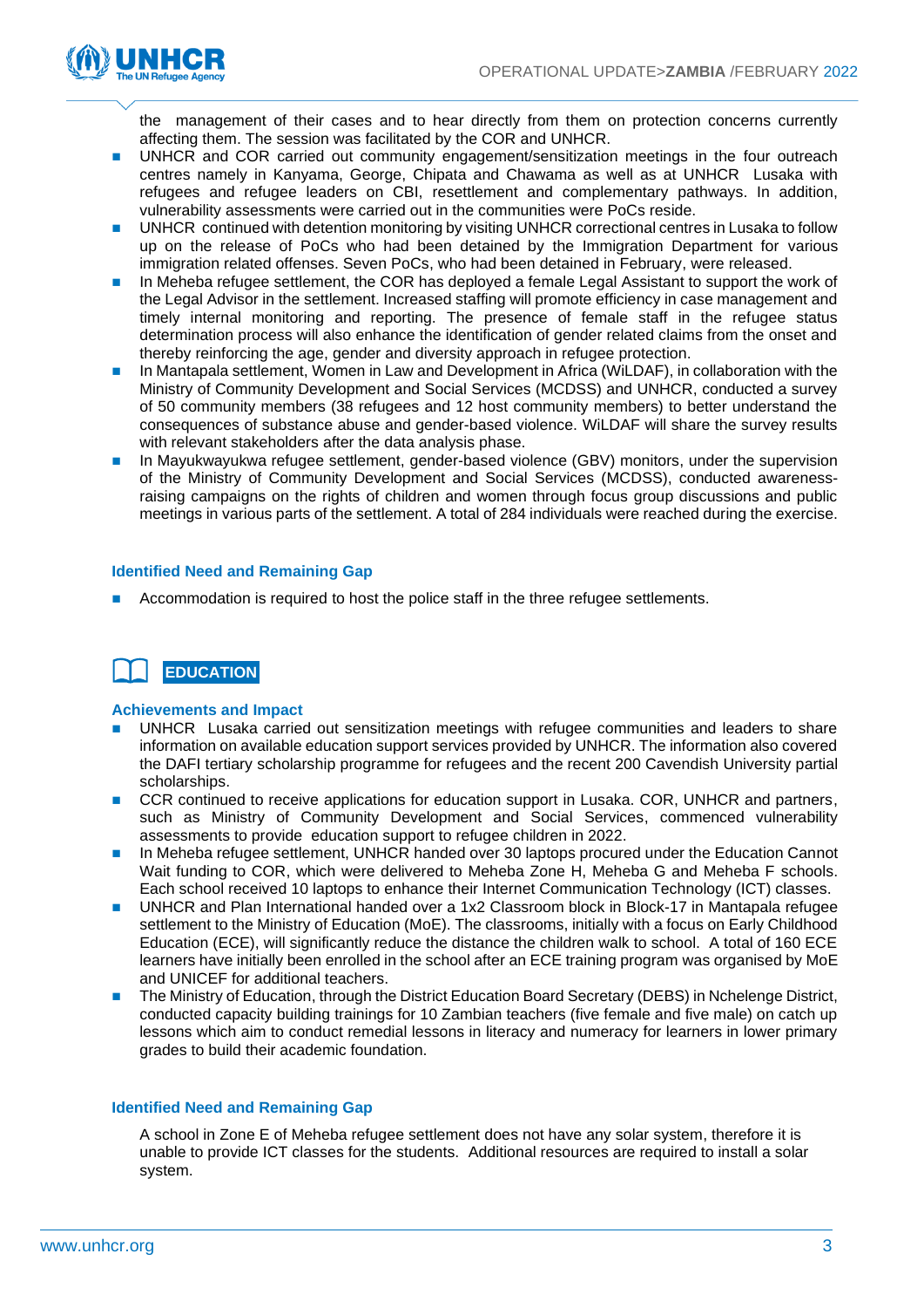the management of their cases and to hear directly from them on protection concerns currently affecting them. The session was facilitated by the COR and UNHCR.

- UNHCR and COR carried out community engagement/sensitization meetings in the four outreach centres namely in Kanyama, George, Chipata and Chawama as well as at UNHCR Lusaka with refugees and refugee leaders on CBI, resettlement and complementary pathways. In addition, vulnerability assessments were carried out in the communities were PoCs reside.
- UNHCR continued with detention monitoring by visiting UNHCR correctional centres in Lusaka to follow up on the release of PoCs who had been detained by the Immigration Department for various immigration related offenses. Seven PoCs, who had been detained in February, were released.
- In Meheba refugee settlement, the COR has deployed a female Legal Assistant to support the work of the Legal Advisor in the settlement. Increased staffing will promote efficiency in case management and timely internal monitoring and reporting. The presence of female staff in the refugee status determination process will also enhance the identification of gender related claims from the onset and thereby reinforcing the age, gender and diversity approach in refugee protection.
- In Mantapala settlement, Women in Law and Development in Africa (WiLDAF), in collaboration with the Ministry of Community Development and Social Services (MCDSS) and UNHCR, conducted a survey of 50 community members (38 refugees and 12 host community members) to better understand the consequences of substance abuse and gender-based violence. WiLDAF will share the survey results with relevant stakeholders after the data analysis phase.
- In Mayukwayukwa refugee settlement, gender-based violence (GBV) monitors, under the supervision of the Ministry of Community Development and Social Services (MCDSS), conducted awareness-raising campaigns on the rights of children and women through focus group discussions and public meetings in various parts of the settlement. A total of 284 individuals were reached during the exercise.

### Identified Need and Remaining Gap

- Accommodation is required to host the police staff in the three refugee settlements.

## EDUCATION

### Achievements and Impact

- UNHCR Lusaka carried out sensitization meetings with refugee communities and leaders to share information on available education support services provided by UNHCR. The information also covered the DAFI tertiary scholarship programme for refugees and the recent 200 Cavendish University partial scholarships.
- CCR continued to receive applications for education support in Lusaka. COR, UNHCR and partners, such as Ministry of Community Development and Social Services, commenced vulnerability assessments to provide education support to refugee children in 2022.
- In Meheba refugee settlement, UNHCR handed over 30 laptops procured under the Education Cannot Wait funding to COR, which were delivered to Meheba Zone H, Meheba G and Meheba F schools. Each school received 10 laptops to enhance their Internet Communication Technology (ICT) classes.
- UNHCR and Plan International handed over a 1x2 Classroom block in Block-17 in Mantapala refugee settlement to the Ministry of Education (MoE). The classrooms, initially with a focus on Early Childhood Education (ECE), will significantly reduce the distance the children walk to school. A total of 160 ECE learners have initially been enrolled in the school after an ECE training program was organised by MoE and UNICEF for additional teachers.
- The Ministry of Education, through the District Education Board Secretary (DEBS) in Nchelenge District, conducted capacity building trainings for 10 Zambian teachers (five female and five male) on catch up lessons which aim to conduct remedial lessons in literacy and numeracy for learners in lower primary grades to build their academic foundation.

### Identified Need and Remaining Gap

A school in Zone E of Meheba refugee settlement does not have any solar system, therefore it is unable to provide ICT classes for the students. Additional resources are required to install a solar system.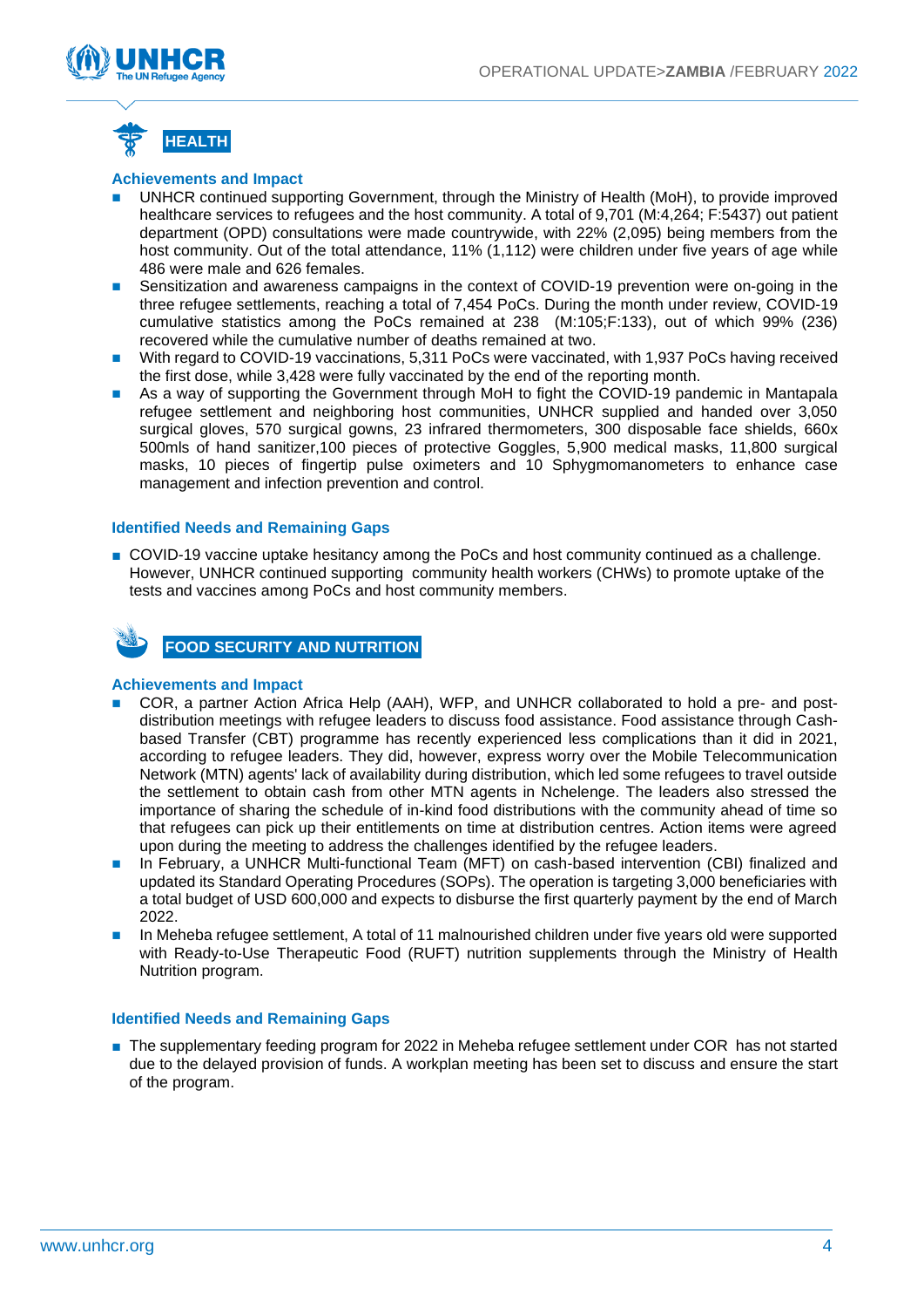## HEALTH

### Achievements and Impact

- UNHCR continued supporting Government, through the Ministry of Health (MoH), to provide improved healthcare services to refugees and the host community. A total of 9,701 (M:4,264; F:5437) out patient department (OPD) consultations were made countrywide, with 22% (2,095) being members from the host community. Out of the total attendance, 11% (1,112) were children under five years of age while 486 were male and 626 females.
- Sensitization and awareness campaigns in the context of COVID-19 prevention were on-going in the three refugee settlements, reaching a total of 7,454 PoCs. During the month under review, COVID-19 cumulative statistics among the PoCs remained at 238 (M:105;F:133), out of which 99% (236) recovered while the cumulative number of deaths remained at two.
- With regard to COVID-19 vaccinations, 5,311 PoCs were vaccinated, with 1,937 PoCs having received the first dose, while 3,428 were fully vaccinated by the end of the reporting month.
- As a way of supporting the Government through MoH to fight the COVID-19 pandemic in Mantapala refugee settlement and neighboring host communities, UNHCR supplied and handed over 3,050 surgical gloves, 570 surgical gowns, 23 infrared thermometers, 300 disposable face shields, 660x 500mls of hand sanitizer,100 pieces of protective Goggles, 5,900 medical masks, 11,800 surgical masks, 10 pieces of fingertip pulse oximeters and 10 Sphygmomanometers to enhance case management and infection prevention and control.

### Identified Needs and Remaining Gaps

- COVID-19 vaccine uptake hesitancy among the PoCs and host community continued as a challenge. However, UNHCR continued supporting community health workers (CHWs) to promote uptake of the tests and vaccines among PoCs and host community members.

## FOOD SECURITY AND NUTRITION

### Achievements and Impact

- COR, a partner Action Africa Help (AAH), WFP, and UNHCR collaborated to hold a pre- and post-distribution meetings with refugee leaders to discuss food assistance. Food assistance through Cash-based Transfer (CBT) programme has recently experienced less complications than it did in 2021, according to refugee leaders. They did, however, express worry over the Mobile Telecommunication Network (MTN) agents' lack of availability during distribution, which led some refugees to travel outside the settlement to obtain cash from other MTN agents in Nchelenge. The leaders also stressed the importance of sharing the schedule of in-kind food distributions with the community ahead of time so that refugees can pick up their entitlements on time at distribution centres. Action items were agreed upon during the meeting to address the challenges identified by the refugee leaders.
- In February, a UNHCR Multi-functional Team (MFT) on cash-based intervention (CBI) finalized and updated its Standard Operating Procedures (SOPs). The operation is targeting 3,000 beneficiaries with a total budget of USD 600,000 and expects to disburse the first quarterly payment by the end of March 2022.
- In Meheba refugee settlement, A total of 11 malnourished children under five years old were supported with Ready-to-Use Therapeutic Food (RUFT) nutrition supplements through the Ministry of Health Nutrition program.

### Identified Needs and Remaining Gaps

- The supplementary feeding program for 2022 in Meheba refugee settlement under COR has not started due to the delayed provision of funds. A workplan meeting has been set to discuss and ensure the start of the program.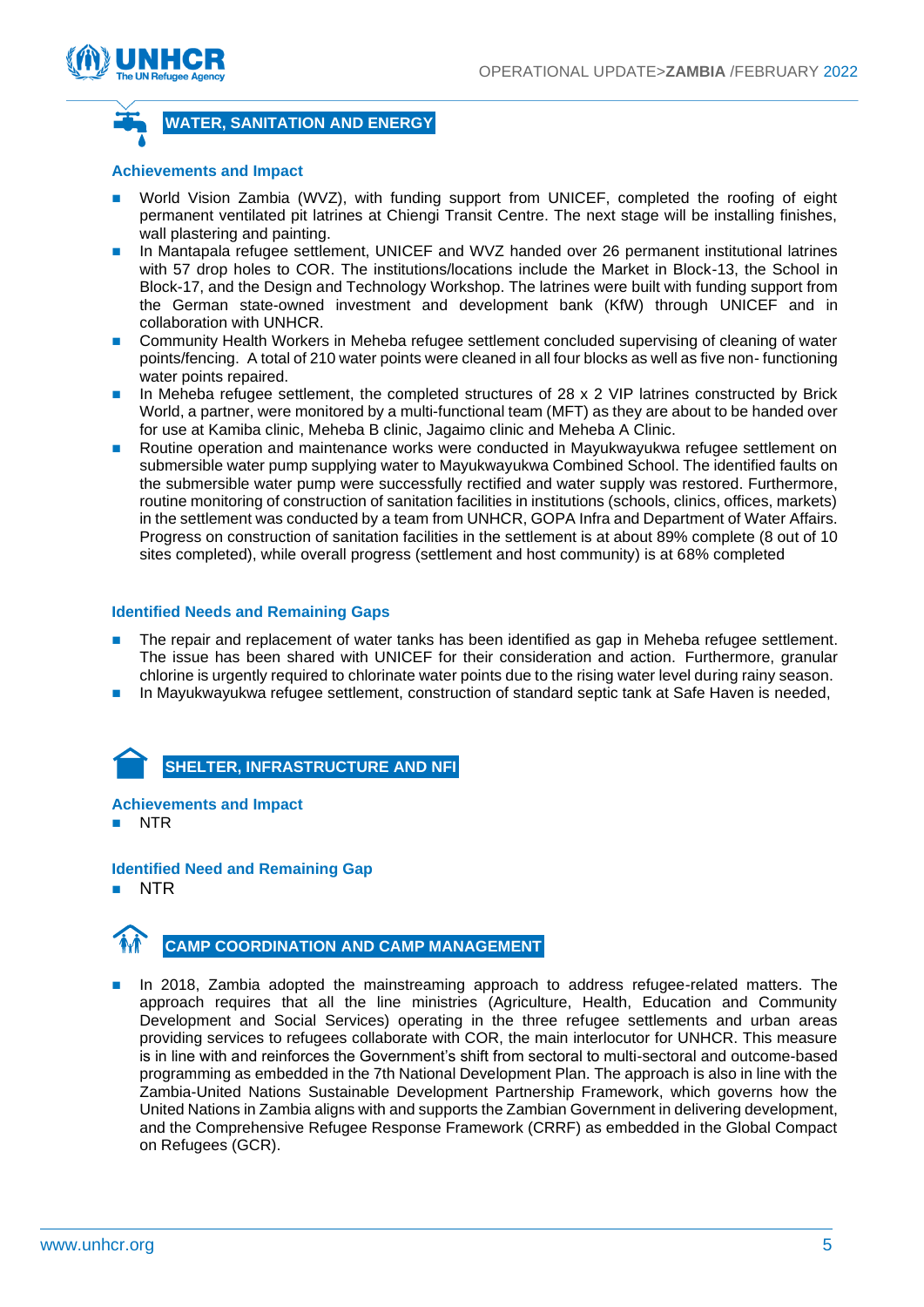## WATER, SANITATION AND ENERGY

### Achievements and Impact

- World Vision Zambia (WVZ), with funding support from UNICEF, completed the roofing of eight permanent ventilated pit latrines at Chiengi Transit Centre. The next stage will be installing finishes, wall plastering and painting.
- In Mantapala refugee settlement, UNICEF and WVZ handed over 26 permanent institutional latrines with 57 drop holes to COR. The institutions/locations include the Market in Block-13, the School in Block-17, and the Design and Technology Workshop. The latrines were built with funding support from the German state-owned investment and development bank (KfW) through UNICEF and in collaboration with UNHCR.
- Community Health Workers in Meheba refugee settlement concluded supervising of cleaning of water points/fencing. A total of 210 water points were cleaned in all four blocks as well as five non- functioning water points repaired.
- In Meheba refugee settlement, the completed structures of 28 x 2 VIP latrines constructed by Brick World, a partner, were monitored by a multi-functional team (MFT) as they are about to be handed over for use at Kamiba clinic, Meheba B clinic, Jagaimo clinic and Meheba A Clinic.
- Routine operation and maintenance works were conducted in Mayukwayukwa refugee settlement on submersible water pump supplying water to Mayukwayukwa Combined School. The identified faults on the submersible water pump were successfully rectified and water supply was restored. Furthermore, routine monitoring of construction of sanitation facilities in institutions (schools, clinics, offices, markets) in the settlement was conducted by a team from UNHCR, GOPA Infra and Department of Water Affairs. Progress on construction of sanitation facilities in the settlement is at about 89% complete (8 out of 10 sites completed), while overall progress (settlement and host community) is at 68% completed

### Identified Needs and Remaining Gaps

- The repair and replacement of water tanks has been identified as gap in Meheba refugee settlement. The issue has been shared with UNICEF for their consideration and action. Furthermore, granular chlorine is urgently required to chlorinate water points due to the rising water level during rainy season.
- In Mayukwayukwa refugee settlement, construction of standard septic tank at Safe Haven is needed,

## SHELTER, INFRASTRUCTURE AND NFI

### Achievements and Impact

- NTR

### Identified Need and Remaining Gap

- NTR

## CAMP COORDINATION AND CAMP MANAGEMENT

- In 2018, Zambia adopted the mainstreaming approach to address refugee-related matters. The approach requires that all the line ministries (Agriculture, Health, Education and Community Development and Social Services) operating in the three refugee settlements and urban areas providing services to refugees collaborate with COR, the main interlocutor for UNHCR. This measure is in line with and reinforces the Government's shift from sectoral to multi-sectoral and outcome-based programming as embedded in the 7th National Development Plan. The approach is also in line with the Zambia-United Nations Sustainable Development Partnership Framework, which governs how the United Nations in Zambia aligns with and supports the Zambian Government in delivering development, and the Comprehensive Refugee Response Framework (CRRF) as embedded in the Global Compact on Refugees (GCR).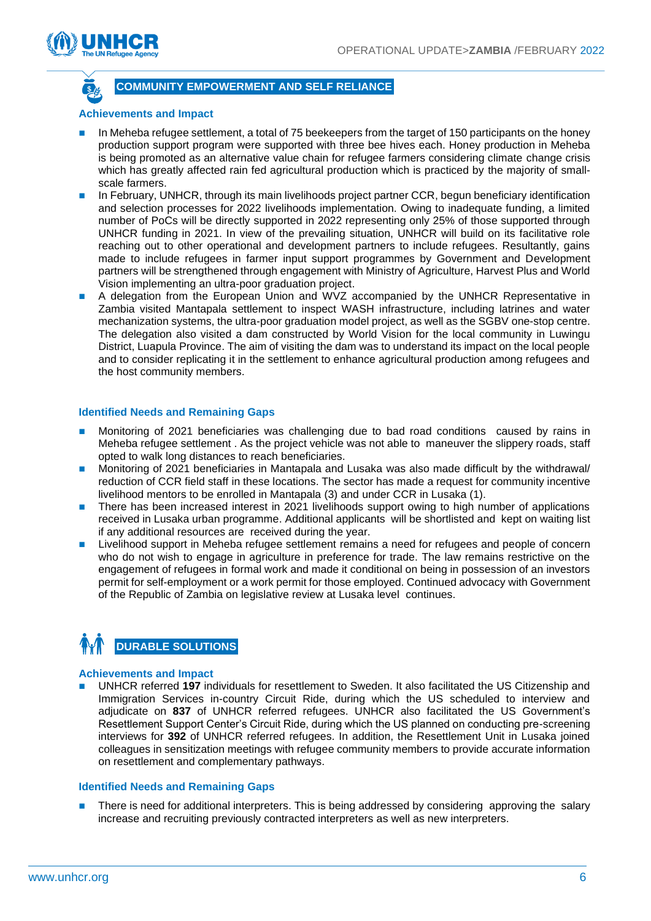## COMMUNITY EMPOWERMENT AND SELF RELIANCE

### Achievements and Impact

- In Meheba refugee settlement, a total of 75 beekeepers from the target of 150 participants on the honey production support program were supported with three bee hives each. Honey production in Meheba is being promoted as an alternative value chain for refugee farmers considering climate change crisis which has greatly affected rain fed agricultural production which is practiced by the majority of small-scale farmers.
- In February, UNHCR, through its main livelihoods project partner CCR, begun beneficiary identification and selection processes for 2022 livelihoods implementation. Owing to inadequate funding, a limited number of PoCs will be directly supported in 2022 representing only 25% of those supported through UNHCR funding in 2021. In view of the prevailing situation, UNHCR will build on its facilitative role reaching out to other operational and development partners to include refugees. Resultantly, gains made to include refugees in farmer input support programmes by Government and Development partners will be strengthened through engagement with Ministry of Agriculture, Harvest Plus and World Vision implementing an ultra-poor graduation project.
- A delegation from the European Union and WVZ accompanied by the UNHCR Representative in Zambia visited Mantapala settlement to inspect WASH infrastructure, including latrines and water mechanization systems, the ultra-poor graduation model project, as well as the SGBV one-stop centre. The delegation also visited a dam constructed by World Vision for the local community in Luwingu District, Luapula Province. The aim of visiting the dam was to understand its impact on the local people and to consider replicating it in the settlement to enhance agricultural production among refugees and the host community members.

### Identified Needs and Remaining Gaps

- Monitoring of 2021 beneficiaries was challenging due to bad road conditions caused by rains in Meheba refugee settlement . As the project vehicle was not able to maneuver the slippery roads, staff opted to walk long distances to reach beneficiaries.
- Monitoring of 2021 beneficiaries in Mantapala and Lusaka was also made difficult by the withdrawal/ reduction of CCR field staff in these locations. The sector has made a request for community incentive livelihood mentors to be enrolled in Mantapala (3) and under CCR in Lusaka (1).
- There has been increased interest in 2021 livelihoods support owing to high number of applications received in Lusaka urban programme. Additional applicants will be shortlisted and kept on waiting list if any additional resources are received during the year.
- Livelihood support in Meheba refugee settlement remains a need for refugees and people of concern who do not wish to engage in agriculture in preference for trade. The law remains restrictive on the engagement of refugees in formal work and made it conditional on being in possession of an investors permit for self-employment or a work permit for those employed. Continued advocacy with Government of the Republic of Zambia on legislative review at Lusaka level continues.

## DURABLE SOLUTIONS

### Achievements and Impact

- UNHCR referred **197** individuals for resettlement to Sweden. It also facilitated the US Citizenship and Immigration Services in-country Circuit Ride, during which the US scheduled to interview and adjudicate on **837** of UNHCR referred refugees. UNHCR also facilitated the US Government's Resettlement Support Center's Circuit Ride, during which the US planned on conducting pre-screening interviews for **392** of UNHCR referred refugees. In addition, the Resettlement Unit in Lusaka joined colleagues in sensitization meetings with refugee community members to provide accurate information on resettlement and complementary pathways.

### Identified Needs and Remaining Gaps

- There is need for additional interpreters. This is being addressed by considering approving the salary increase and recruiting previously contracted interpreters as well as new interpreters.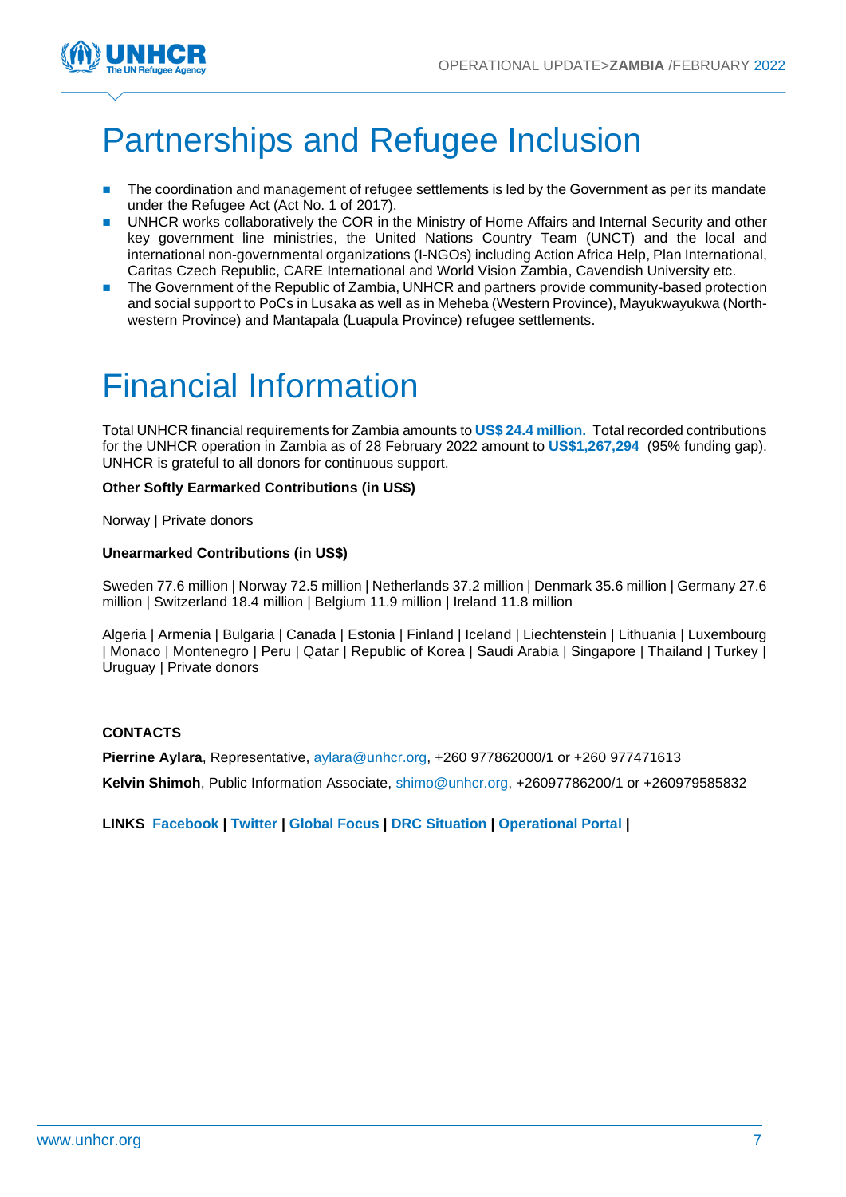# Partnerships and Refugee Inclusion

- The coordination and management of refugee settlements is led by the Government as per its mandate under the Refugee Act (Act No. 1 of 2017).
- UNHCR works collaboratively the COR in the Ministry of Home Affairs and Internal Security and other key government line ministries, the United Nations Country Team (UNCT) and the local and international non-governmental organizations (I-NGOs) including Action Africa Help, Plan International, Caritas Czech Republic, CARE International and World Vision Zambia, Cavendish University etc.
- The Government of the Republic of Zambia, UNHCR and partners provide community-based protection and social support to PoCs in Lusaka as well as in Meheba (Western Province), Mayukwayukwa (North-western Province) and Mantapala (Luapula Province) refugee settlements.

# Financial Information

Total UNHCR financial requirements for Zambia amounts to **US$ 24.4 million.** Total recorded contributions for the UNHCR operation in Zambia as of 28 February 2022 amount to **US$1,267,294** (95% funding gap). UNHCR is grateful to all donors for continuous support.

**Other Softly Earmarked Contributions (in US$)**

Norway | Private donors

**Unearmarked Contributions (in US$)**

Sweden 77.6 million | Norway 72.5 million | Netherlands 37.2 million | Denmark 35.6 million | Germany 27.6 million | Switzerland 18.4 million | Belgium 11.9 million | Ireland 11.8 million

Algeria | Armenia | Bulgaria | Canada | Estonia | Finland | Iceland | Liechtenstein | Lithuania | Luxembourg | Monaco | Montenegro | Peru | Qatar | Republic of Korea | Saudi Arabia | Singapore | Thailand | Turkey | Uruguay | Private donors

**CONTACTS**

**Pierrine Aylara**, Representative, aylara@unhcr.org, +260 977862000/1 or +260 977471613

**Kelvin Shimoh**, Public Information Associate, shimo@unhcr.org, +26097786200/1 or +260979585832

**LINKS Facebook | Twitter | Global Focus | DRC Situation | Operational Portal |**